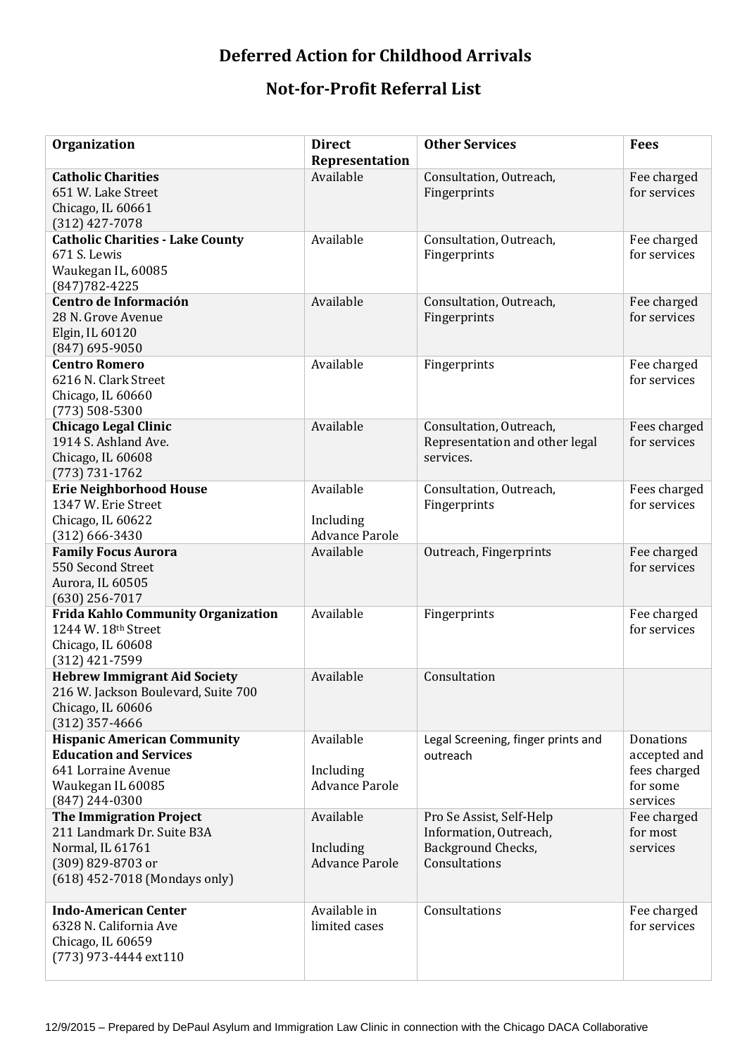# Deferred Action for Childhood Arrivals

## Not-for-Profit Referral List

| Organization | Direct Representation | Other Services | Fees |
|---|---|---|---|
| **Catholic Charities**<br>651 W. Lake Street<br>Chicago, IL 60661<br>(312) 427-7078 | Available | Consultation, Outreach, Fingerprints | Fee charged for services |
| **Catholic Charities - Lake County**<br>671 S. Lewis<br>Waukegan IL, 60085<br>(847)782-4225 | Available | Consultation, Outreach, Fingerprints | Fee charged for services |
| **Centro de Información**<br>28 N. Grove Avenue<br>Elgin, IL 60120<br>(847) 695-9050 | Available | Consultation, Outreach, Fingerprints | Fee charged for services |
| **Centro Romero**<br>6216 N. Clark Street<br>Chicago, IL 60660<br>(773) 508-5300 | Available | Fingerprints | Fee charged for services |
| **Chicago Legal Clinic**<br>1914 S. Ashland Ave.<br>Chicago, IL 60608<br>(773) 731-1762 | Available | Consultation, Outreach, Representation and other legal services. | Fees charged for services |
| **Erie Neighborhood House**<br>1347 W. Erie Street<br>Chicago, IL 60622<br>(312) 666-3430 | Available<br><br>Including Advance Parole | Consultation, Outreach, Fingerprints | Fees charged for services |
| **Family Focus Aurora**<br>550 Second Street<br>Aurora, IL 60505<br>(630) 256-7017 | Available | Outreach, Fingerprints | Fee charged for services |
| **Frida Kahlo Community Organization**<br>1244 W. 18th Street<br>Chicago, IL 60608<br>(312) 421-7599 | Available | Fingerprints | Fee charged for services |
| **Hebrew Immigrant Aid Society**<br>216 W. Jackson Boulevard, Suite 700<br>Chicago, IL 60606<br>(312) 357-4666 | Available | Consultation | |
| **Hispanic American Community Education and Services**<br>641 Lorraine Avenue<br>Waukegan IL 60085<br>(847) 244-0300 | Available<br><br>Including Advance Parole | Legal Screening, finger prints and outreach | Donations accepted and fees charged for some services |
| **The Immigration Project**<br>211 Landmark Dr. Suite B3A<br>Normal, IL 61761<br>(309) 829-8703 or<br>(618) 452-7018 (Mondays only) | Available<br><br>Including Advance Parole | Pro Se Assist, Self-Help Information, Outreach, Background Checks, Consultations | Fee charged for most services |
| **Indo-American Center**<br>6328 N. California Ave<br>Chicago, IL 60659<br>(773) 973-4444 ext110 | Available in limited cases | Consultations | Fee charged for services |

12/9/2015 – Prepared by DePaul Asylum and Immigration Law Clinic in connection with the Chicago DACA Collaborative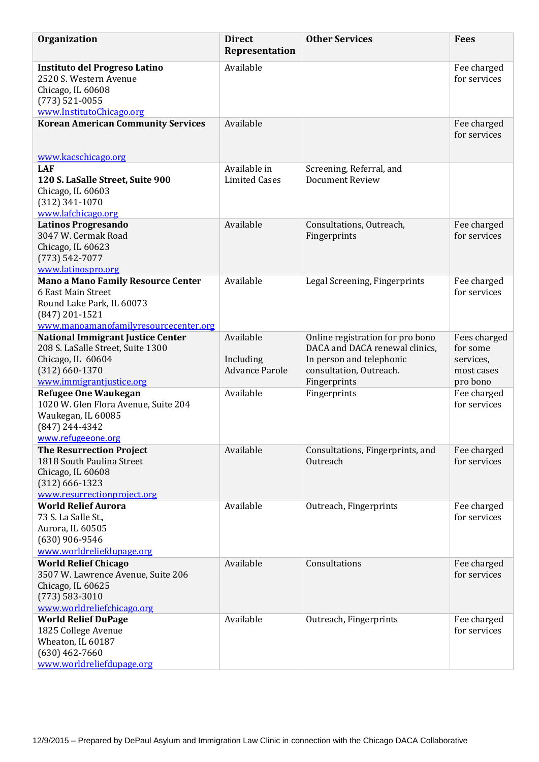| Organization | Direct Representation | Other Services | Fees |
| --- | --- | --- | --- |
| **Instituto del Progreso Latino**<br>2520 S. Western Avenue<br>Chicago, IL 60608<br>(773) 521-0055<br>www.InstitutoChicago.org | Available | | Fee charged for services |
| **Korean American Community Services**<br><br>www.kacschicago.org | Available | | Fee charged for services |
| **LAF**<br>**120 S. LaSalle Street, Suite 900**<br>Chicago, IL 60603<br>(312) 341-1070<br>www.lafchicago.org | Available in Limited Cases | Screening, Referral, and Document Review | |
| **Latinos Progresando**<br>3047 W. Cermak Road<br>Chicago, IL 60623<br>(773) 542-7077<br>www.latinospro.org | Available | Consultations, Outreach, Fingerprints | Fee charged for services |
| **Mano a Mano Family Resource Center**<br>6 East Main Street<br>Round Lake Park, IL 60073<br>(847) 201-1521<br>www.manoamanofamilyresourcecenter.org | Available | Legal Screening, Fingerprints | Fee charged for services |
| **National Immigrant Justice Center**<br>208 S. LaSalle Street, Suite 1300<br>Chicago, IL 60604<br>(312) 660-1370<br>www.immigrantjustice.org | Available<br><br>Including Advance Parole | Online registration for pro bono DACA and DACA renewal clinics, In person and telephonic consultation, Outreach. Fingerprints | Fees charged for some services, most cases pro bono |
| **Refugee One Waukegan**<br>1020 W. Glen Flora Avenue, Suite 204<br>Waukegan, IL 60085<br>(847) 244-4342<br>www.refugeeone.org | Available | Fingerprints | Fee charged for services |
| **The Resurrection Project**<br>1818 South Paulina Street<br>Chicago, IL 60608<br>(312) 666-1323<br>www.resurrectionproject.org | Available | Consultations, Fingerprints, and Outreach | Fee charged for services |
| **World Relief Aurora**<br>73 S. La Salle St.,<br>Aurora, IL 60505<br>(630) 906-9546<br>www.worldreliefdupage.org | Available | Outreach, Fingerprints | Fee charged for services |
| **World Relief Chicago**<br>3507 W. Lawrence Avenue, Suite 206<br>Chicago, IL 60625<br>(773) 583-3010<br>www.worldreliefchicago.org | Available | Consultations | Fee charged for services |
| **World Relief DuPage**<br>1825 College Avenue<br>Wheaton, IL 60187<br>(630) 462-7660<br>www.worldreliefdupage.org | Available | Outreach, Fingerprints | Fee charged for services |

12/9/2015 – Prepared by DePaul Asylum and Immigration Law Clinic in connection with the Chicago DACA Collaborative